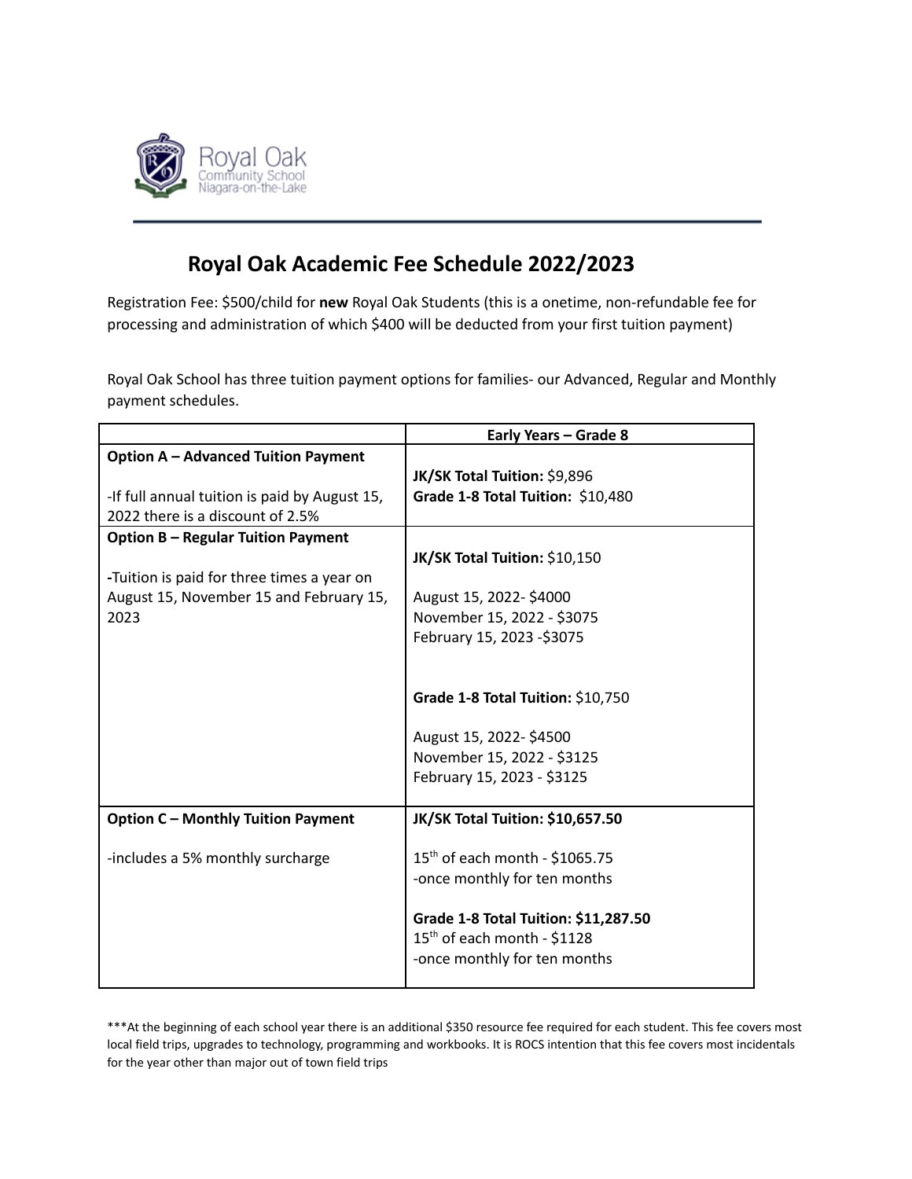Royal Oak
Community School
Niagara-on-the-Lake

# Royal Oak Academic Fee Schedule 2022/2023

Registration Fee: $500/child for **new** Royal Oak Students (this is a onetime, non-refundable fee for processing and administration of which $400 will be deducted from your first tuition payment)

Royal Oak School has three tuition payment options for families- our Advanced, Regular and Monthly payment schedules.

| | Early Years – Grade 8 |
|---|---|
| **Option A – Advanced Tuition Payment**<br><br>-If full annual tuition is paid by August 15, 2022 there is a discount of 2.5% | **JK/SK Total Tuition:** $9,896<br>**Grade 1-8 Total Tuition:** $10,480 |
| **Option B – Regular Tuition Payment**<br><br>-Tuition is paid for three times a year on August 15, November 15 and February 15, 2023 | **JK/SK Total Tuition:** $10,150<br><br>August 15, 2022- $4000<br>November 15, 2022 - $3075<br>February 15, 2023 -$3075<br><br>**Grade 1-8 Total Tuition:** $10,750<br><br>August 15, 2022- $4500<br>November 15, 2022 - $3125<br>February 15, 2023 - $3125 |
| **Option C – Monthly Tuition Payment**<br><br>-includes a 5% monthly surcharge | **JK/SK Total Tuition: $10,657.50**<br><br>15th of each month - $1065.75<br>-once monthly for ten months<br><br>**Grade 1-8 Total Tuition: $11,287.50**<br>15th of each month - $1128<br>-once monthly for ten months |

***At the beginning of each school year there is an additional $350 resource fee required for each student. This fee covers most local field trips, upgrades to technology, programming and workbooks. It is ROCS intention that this fee covers most incidentals for the year other than major out of town field trips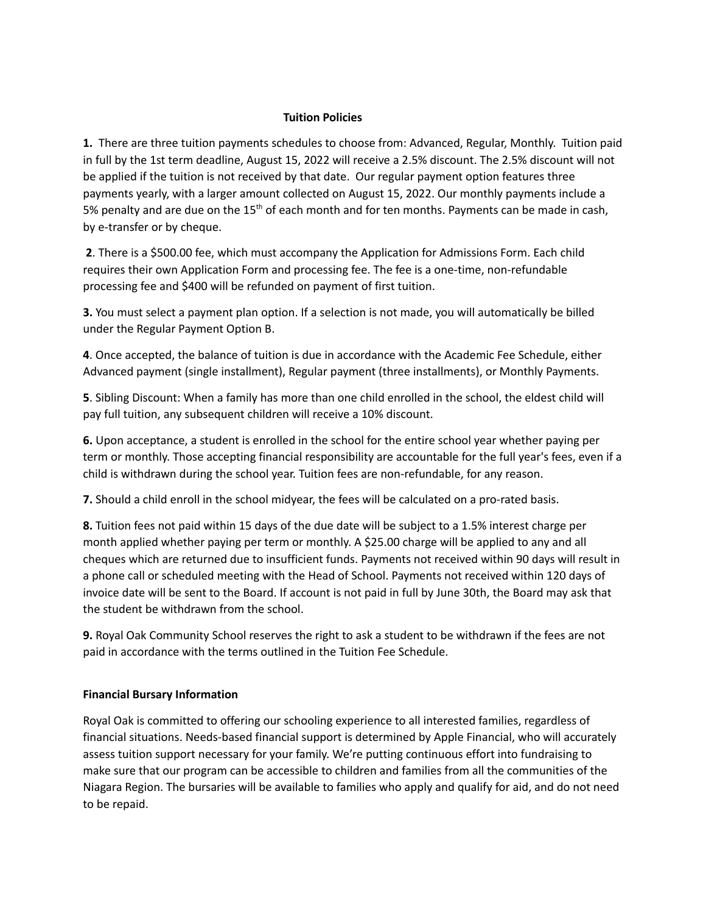## Tuition Policies

**1.** There are three tuition payments schedules to choose from: Advanced, Regular, Monthly. Tuition paid in full by the 1st term deadline, August 15, 2022 will receive a 2.5% discount. The 2.5% discount will not be applied if the tuition is not received by that date. Our regular payment option features three payments yearly, with a larger amount collected on August 15, 2022. Our monthly payments include a 5% penalty and are due on the 15th of each month and for ten months. Payments can be made in cash, by e-transfer or by cheque.

**2**. There is a $500.00 fee, which must accompany the Application for Admissions Form. Each child requires their own Application Form and processing fee. The fee is a one-time, non-refundable processing fee and $400 will be refunded on payment of first tuition.

**3.** You must select a payment plan option. If a selection is not made, you will automatically be billed under the Regular Payment Option B.

**4**. Once accepted, the balance of tuition is due in accordance with the Academic Fee Schedule, either Advanced payment (single installment), Regular payment (three installments), or Monthly Payments.

**5**. Sibling Discount: When a family has more than one child enrolled in the school, the eldest child will pay full tuition, any subsequent children will receive a 10% discount.

**6.** Upon acceptance, a student is enrolled in the school for the entire school year whether paying per term or monthly. Those accepting financial responsibility are accountable for the full year's fees, even if a child is withdrawn during the school year. Tuition fees are non-refundable, for any reason.

**7.** Should a child enroll in the school midyear, the fees will be calculated on a pro-rated basis.

**8.** Tuition fees not paid within 15 days of the due date will be subject to a 1.5% interest charge per month applied whether paying per term or monthly. A $25.00 charge will be applied to any and all cheques which are returned due to insufficient funds. Payments not received within 90 days will result in a phone call or scheduled meeting with the Head of School. Payments not received within 120 days of invoice date will be sent to the Board. If account is not paid in full by June 30th, the Board may ask that the student be withdrawn from the school.

**9.** Royal Oak Community School reserves the right to ask a student to be withdrawn if the fees are not paid in accordance with the terms outlined in the Tuition Fee Schedule.

## Financial Bursary Information

Royal Oak is committed to offering our schooling experience to all interested families, regardless of financial situations. Needs-based financial support is determined by Apple Financial, who will accurately assess tuition support necessary for your family. We're putting continuous effort into fundraising to make sure that our program can be accessible to children and families from all the communities of the Niagara Region. The bursaries will be available to families who apply and qualify for aid, and do not need to be repaid.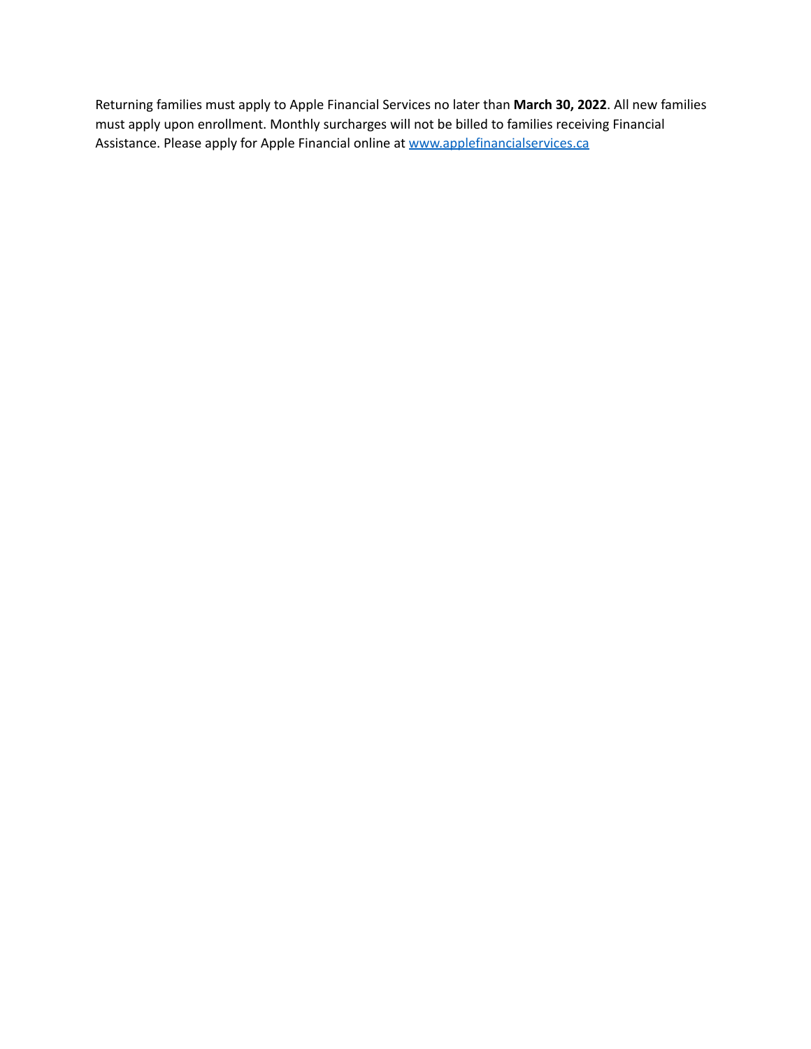Returning families must apply to Apple Financial Services no later than **March 30, 2022**. All new families must apply upon enrollment. Monthly surcharges will not be billed to families receiving Financial Assistance. Please apply for Apple Financial online at [www.applefinancialservices.ca](http://www.applefinancialservices.ca)